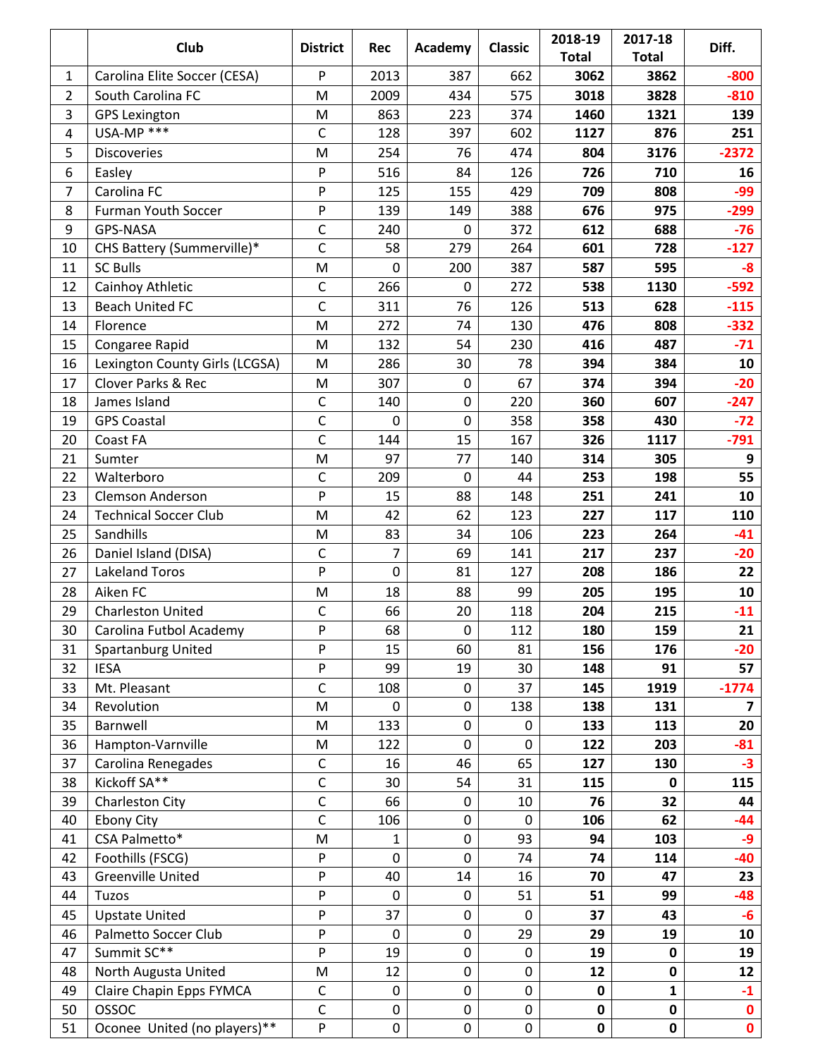| | Club | District | Rec | Academy | Classic | 2018-19 Total | 2017-18 Total | Diff. |
|---|---|---|---|---|---|---|---|---|
| 1 | Carolina Elite Soccer (CESA) | P | 2013 | 387 | 662 | **3062** | **3862** | **-800** |
| 2 | South Carolina FC | M | 2009 | 434 | 575 | **3018** | **3828** | **-810** |
| 3 | GPS Lexington | M | 863 | 223 | 374 | **1460** | **1321** | **139** |
| 4 | USA-MP *** | C | 128 | 397 | 602 | **1127** | **876** | **251** |
| 5 | Discoveries | M | 254 | 76 | 474 | **804** | **3176** | **-2372** |
| 6 | Easley | P | 516 | 84 | 126 | **726** | **710** | **16** |
| 7 | Carolina FC | P | 125 | 155 | 429 | **709** | **808** | **-99** |
| 8 | Furman Youth Soccer | P | 139 | 149 | 388 | **676** | **975** | **-299** |
| 9 | GPS-NASA | C | 240 | 0 | 372 | **612** | **688** | **-76** |
| 10 | CHS Battery (Summerville)* | C | 58 | 279 | 264 | **601** | **728** | **-127** |
| 11 | SC Bulls | M | 0 | 200 | 387 | **587** | **595** | **-8** |
| 12 | Cainhoy Athletic | C | 266 | 0 | 272 | **538** | **1130** | **-592** |
| 13 | Beach United FC | C | 311 | 76 | 126 | **513** | **628** | **-115** |
| 14 | Florence | M | 272 | 74 | 130 | **476** | **808** | **-332** |
| 15 | Congaree Rapid | M | 132 | 54 | 230 | **416** | **487** | **-71** |
| 16 | Lexington County Girls (LCGSA) | M | 286 | 30 | 78 | **394** | **384** | **10** |
| 17 | Clover Parks & Rec | M | 307 | 0 | 67 | **374** | **394** | **-20** |
| 18 | James Island | C | 140 | 0 | 220 | **360** | **607** | **-247** |
| 19 | GPS Coastal | C | 0 | 0 | 358 | **358** | **430** | **-72** |
| 20 | Coast FA | C | 144 | 15 | 167 | **326** | **1117** | **-791** |
| 21 | Sumter | M | 97 | 77 | 140 | **314** | **305** | **9** |
| 22 | Walterboro | C | 209 | 0 | 44 | **253** | **198** | **55** |
| 23 | Clemson Anderson | P | 15 | 88 | 148 | **251** | **241** | **10** |
| 24 | Technical Soccer Club | M | 42 | 62 | 123 | **227** | **117** | **110** |
| 25 | Sandhills | M | 83 | 34 | 106 | **223** | **264** | **-41** |
| 26 | Daniel Island (DISA) | C | 7 | 69 | 141 | **217** | **237** | **-20** |
| 27 | Lakeland Toros | P | 0 | 81 | 127 | **208** | **186** | **22** |
| 28 | Aiken FC | M | 18 | 88 | 99 | **205** | **195** | **10** |
| 29 | Charleston United | C | 66 | 20 | 118 | **204** | **215** | **-11** |
| 30 | Carolina Futbol Academy | P | 68 | 0 | 112 | **180** | **159** | **21** |
| 31 | Spartanburg United | P | 15 | 60 | 81 | **156** | **176** | **-20** |
| 32 | IESA | P | 99 | 19 | 30 | **148** | **91** | **57** |
| 33 | Mt. Pleasant | C | 108 | 0 | 37 | **145** | **1919** | **-1774** |
| 34 | Revolution | M | 0 | 0 | 138 | **138** | **131** | **7** |
| 35 | Barnwell | M | 133 | 0 | 0 | **133** | **113** | **20** |
| 36 | Hampton-Varnville | M | 122 | 0 | 0 | **122** | **203** | **-81** |
| 37 | Carolina Renegades | C | 16 | 46 | 65 | **127** | **130** | **-3** |
| 38 | Kickoff SA** | C | 30 | 54 | 31 | **115** | **0** | **115** |
| 39 | Charleston City | C | 66 | 0 | 10 | **76** | **32** | **44** |
| 40 | Ebony City | C | 106 | 0 | 0 | **106** | **62** | **-44** |
| 41 | CSA Palmetto* | M | 1 | 0 | 93 | **94** | **103** | **-9** |
| 42 | Foothills (FSCG) | P | 0 | 0 | 74 | **74** | **114** | **-40** |
| 43 | Greenville United | P | 40 | 14 | 16 | **70** | **47** | **23** |
| 44 | Tuzos | P | 0 | 0 | 51 | **51** | **99** | **-48** |
| 45 | Upstate United | P | 37 | 0 | 0 | **37** | **43** | **-6** |
| 46 | Palmetto Soccer Club | P | 0 | 0 | 29 | **29** | **19** | **10** |
| 47 | Summit SC** | P | 19 | 0 | 0 | **19** | **0** | **19** |
| 48 | North Augusta United | M | 12 | 0 | 0 | **12** | **0** | **12** |
| 49 | Claire Chapin Epps FYMCA | C | 0 | 0 | 0 | **0** | **1** | **-1** |
| 50 | OSSOC | C | 0 | 0 | 0 | **0** | **0** | **0** |
| 51 | Oconee United (no players)** | P | 0 | 0 | 0 | **0** | **0** | **0** |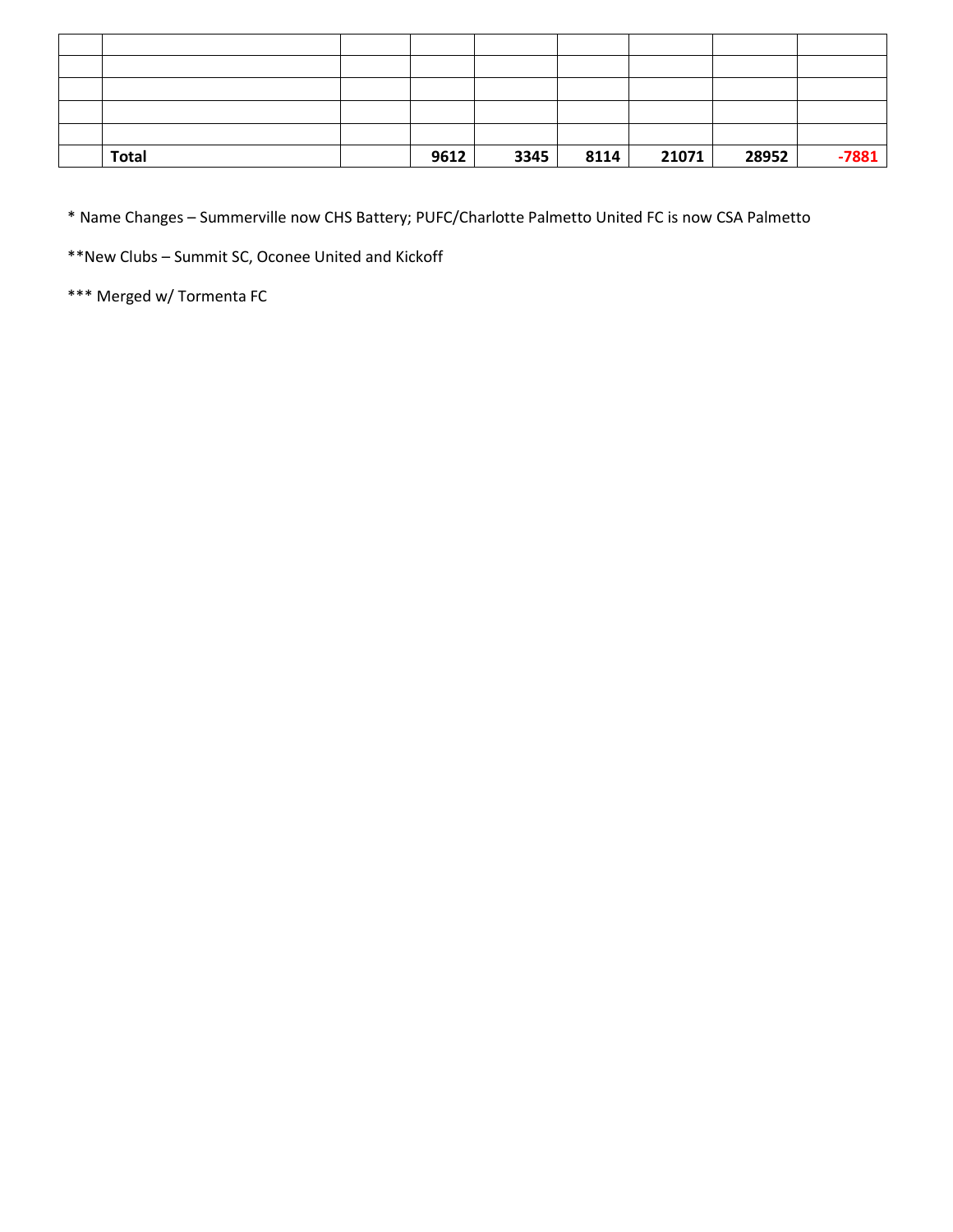| | | | | | | | | |
|---|---|---|---|---|---|---|---|---|
| | | | | | | | | |
| | | | | | | | | |
| | | | | | | | | |
| | | | | | | | | |
| | | | | | | | | |
| | **Total** | | **9612** | **3345** | **8114** | **21071** | **28952** | **-7881** |

* Name Changes – Summerville now CHS Battery; PUFC/Charlotte Palmetto United FC is now CSA Palmetto

**New Clubs – Summit SC, Oconee United and Kickoff

*** Merged w/ Tormenta FC